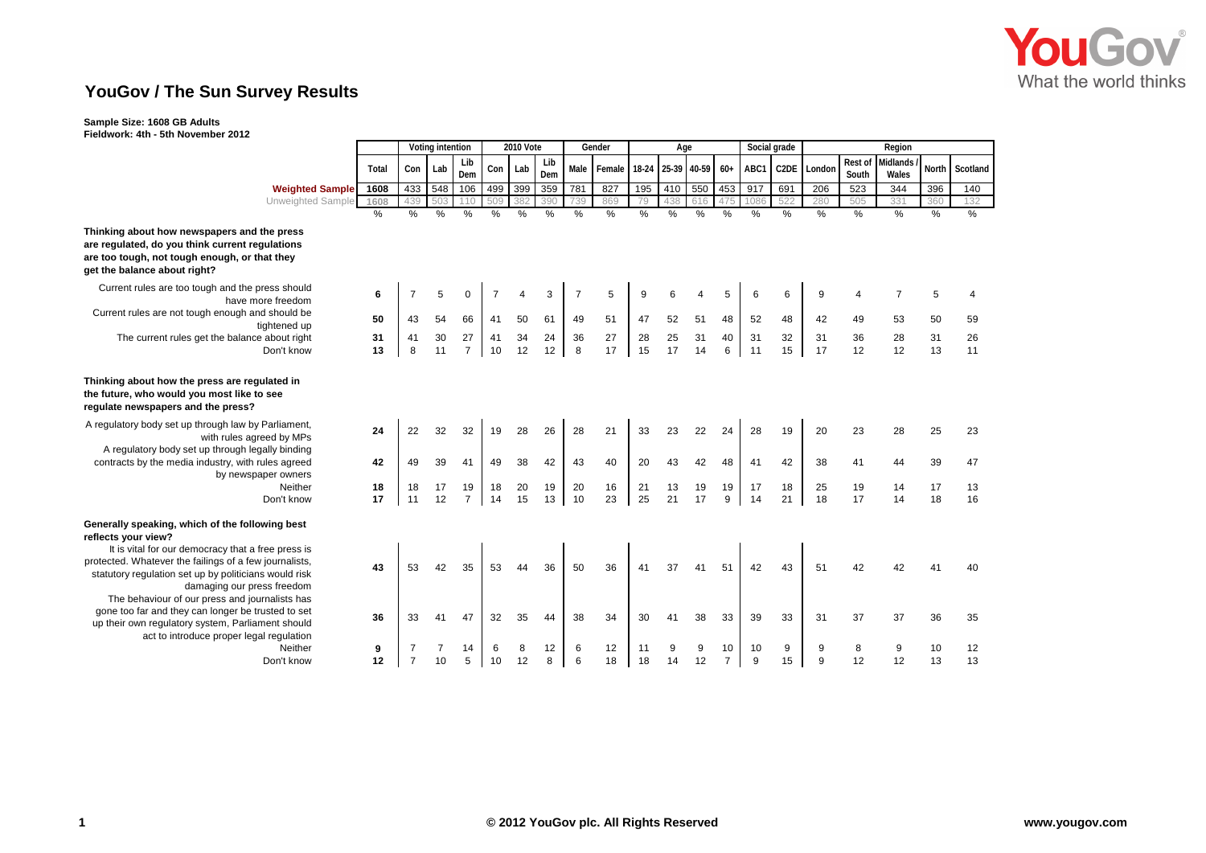# YouGov / The Sun Survey Results

**Sample Size: 1608 GB Adults**
**Fieldwork: 4th - 5th November 2012**

| | Total | Voting intention | | | 2010 Vote | | | Gender | | Age | | | | Social grade | | Region | | | | |
|---|---|---|---|---|---|---|---|---|---|---|---|---|---|---|---|---|---|---|---|---|
| | | Con | Lab | Lib Dem | Con | Lab | Lib Dem | Male | Female | 18-24 | 25-39 | 40-59 | 60+ | ABC1 | C2DE | London | Rest of South | Midlands / Wales | North | Scotland |
| **Weighted Sample** | 1608 | 433 | 548 | 106 | 499 | 399 | 359 | 781 | 827 | 195 | 410 | 550 | 453 | 917 | 691 | 206 | 523 | 344 | 396 | 140 |
| Unweighted Sample | 1608 | 439 | 503 | 110 | 509 | 382 | 390 | 739 | 869 | 79 | 438 | 616 | 475 | 1086 | 522 | 280 | 505 | 331 | 360 | 132 |
| | % | % | % | % | % | % | % | % | % | % | % | % | % | % | % | % | % | % | % | % |
| **Thinking about how newspapers and the press are regulated, do you think current regulations are too tough, not tough enough, or that they get the balance about right?** | | | | | | | | | | | | | | | | | | | | |
| Current rules are too tough and the press should have more freedom | 6 | 7 | 5 | 0 | 7 | 4 | 3 | 7 | 5 | 9 | 6 | 4 | 5 | 6 | 6 | 9 | 4 | 7 | 5 | 4 |
| Current rules are not tough enough and should be tightened up | 50 | 43 | 54 | 66 | 41 | 50 | 61 | 49 | 51 | 47 | 52 | 51 | 48 | 52 | 48 | 42 | 49 | 53 | 50 | 59 |
| The current rules get the balance about right | 31 | 41 | 30 | 27 | 41 | 34 | 24 | 36 | 27 | 28 | 25 | 31 | 40 | 31 | 32 | 31 | 36 | 28 | 31 | 26 |
| Don't know | 13 | 8 | 11 | 7 | 10 | 12 | 12 | 8 | 17 | 15 | 17 | 14 | 6 | 11 | 15 | 17 | 12 | 12 | 13 | 11 |
| **Thinking about how the press are regulated in the future, who would you most like to see regulate newspapers and the press?** | | | | | | | | | | | | | | | | | | | | |
| A regulatory body set up through law by Parliament, with rules agreed by MPs | 24 | 22 | 32 | 32 | 19 | 28 | 26 | 28 | 21 | 33 | 23 | 22 | 24 | 28 | 19 | 20 | 23 | 28 | 25 | 23 |
| A regulatory body set up through legally binding contracts by the media industry, with rules agreed by newspaper owners | 42 | 49 | 39 | 41 | 49 | 38 | 42 | 43 | 40 | 20 | 43 | 42 | 48 | 41 | 42 | 38 | 41 | 44 | 39 | 47 |
| Neither | 18 | 18 | 17 | 19 | 18 | 20 | 19 | 20 | 16 | 21 | 13 | 19 | 19 | 17 | 18 | 25 | 19 | 14 | 17 | 13 |
| Don't know | 17 | 11 | 12 | 7 | 14 | 15 | 13 | 10 | 23 | 25 | 21 | 17 | 9 | 14 | 21 | 18 | 17 | 14 | 18 | 16 |
| **Generally speaking, which of the following best reflects your view?** | | | | | | | | | | | | | | | | | | | | |
| It is vital for our democracy that a free press is protected. Whatever the failings of a few journalists, statutory regulation set up by politicians would risk damaging our press freedom | 43 | 53 | 42 | 35 | 53 | 44 | 36 | 50 | 36 | 41 | 37 | 41 | 51 | 42 | 43 | 51 | 42 | 42 | 41 | 40 |
| The behaviour of our press and journalists has gone too far and they can longer be trusted to set up their own regulatory system, Parliament should act to introduce proper legal regulation | 36 | 33 | 41 | 47 | 32 | 35 | 44 | 38 | 34 | 30 | 41 | 38 | 33 | 39 | 33 | 31 | 37 | 37 | 36 | 35 |
| Neither | 9 | 7 | 7 | 14 | 6 | 8 | 12 | 6 | 12 | 11 | 9 | 9 | 10 | 10 | 9 | 9 | 8 | 9 | 10 | 12 |
| Don't know | 12 | 7 | 10 | 5 | 10 | 12 | 8 | 6 | 18 | 18 | 14 | 12 | 7 | 9 | 15 | 9 | 12 | 12 | 13 | 13 |

© 2012 YouGov plc. All Rights Reserved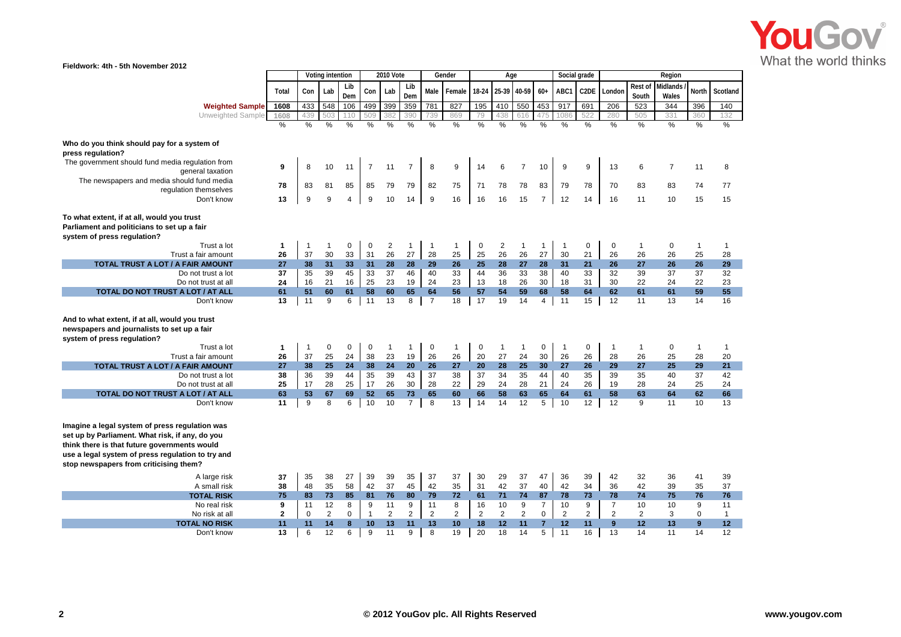Fieldwork: 4th - 5th November 2012

| | Total | Voting intention | | | 2010 Vote | | | Gender | | Age | | | | Social grade | | Region | | | | |
|---|---|---|---|---|---|---|---|---|---|---|---|---|---|---|---|---|---|---|---|---|
| | | Con | Lab | Lib Dem | Con | Lab | Lib Dem | Male | Female | 18-24 | 25-39 | 40-59 | 60+ | ABC1 | C2DE | London | Rest of South | Midlands / Wales | North | Scotland |
| **Weighted Sample** | 1608 | 433 | 548 | 106 | 499 | 399 | 359 | 781 | 827 | 195 | 410 | 550 | 453 | 917 | 691 | 206 | 523 | 344 | 396 | 140 |
| Unweighted Sample | 1608 | 439 | 503 | 110 | 509 | 382 | 390 | 739 | 869 | 79 | 438 | 616 | 475 | 1086 | 522 | 280 | 505 | 331 | 360 | 132 |
| | % | % | % | % | % | % | % | % | % | % | % | % | % | % | % | % | % | % | % | % |
| **Who do you think should pay for a system of press regulation?** | | | | | | | | | | | | | | | | | | | | |
| The government should fund media regulation from general taxation | 9 | 8 | 10 | 11 | 7 | 11 | 7 | 8 | 9 | 14 | 6 | 7 | 10 | 9 | 9 | 13 | 6 | 7 | 11 | 8 |
| The newspapers and media should fund media regulation themselves | 78 | 83 | 81 | 85 | 85 | 79 | 79 | 82 | 75 | 71 | 78 | 78 | 83 | 79 | 78 | 70 | 83 | 83 | 74 | 77 |
| Don't know | 13 | 9 | 9 | 4 | 9 | 10 | 14 | 9 | 16 | 16 | 16 | 15 | 7 | 12 | 14 | 16 | 11 | 10 | 15 | 15 |
| **To what extent, if at all, would you trust Parliament and politicians to set up a fair system of press regulation?** | | | | | | | | | | | | | | | | | | | | |
| Trust a lot | 1 | 1 | 1 | 0 | 0 | 2 | 1 | 1 | 1 | 0 | 2 | 1 | 1 | 1 | 0 | 0 | 1 | 0 | 1 | 1 |
| Trust a fair amount | 26 | 37 | 30 | 33 | 31 | 26 | 27 | 28 | 25 | 25 | 26 | 26 | 27 | 30 | 21 | 26 | 26 | 26 | 25 | 28 |
| **TOTAL TRUST A LOT / A FAIR AMOUNT** | **27** | **38** | **31** | **33** | **31** | **28** | **28** | **29** | **26** | **25** | **28** | **27** | **28** | **31** | **21** | **26** | **27** | **26** | **26** | **29** |
| Do not trust a lot | 37 | 35 | 39 | 45 | 33 | 37 | 46 | 40 | 33 | 44 | 36 | 33 | 38 | 40 | 33 | 32 | 39 | 37 | 37 | 32 |
| Do not trust at all | 24 | 16 | 21 | 16 | 25 | 23 | 19 | 24 | 23 | 13 | 18 | 26 | 30 | 18 | 31 | 30 | 22 | 24 | 22 | 23 |
| **TOTAL DO NOT TRUST A LOT / AT ALL** | **61** | **51** | **60** | **61** | **58** | **60** | **65** | **64** | **56** | **57** | **54** | **59** | **68** | **58** | **64** | **62** | **61** | **61** | **59** | **55** |
| Don't know | 13 | 11 | 9 | 6 | 11 | 13 | 8 | 7 | 18 | 17 | 19 | 14 | 4 | 11 | 15 | 12 | 11 | 13 | 14 | 16 |
| **And to what extent, if at all, would you trust newspapers and journalists to set up a fair system of press regulation?** | | | | | | | | | | | | | | | | | | | | |
| Trust a lot | 1 | 1 | 0 | 0 | 0 | 1 | 1 | 0 | 1 | 0 | 1 | 1 | 0 | 1 | 0 | 1 | 1 | 0 | 1 | 1 |
| Trust a fair amount | 26 | 37 | 25 | 24 | 38 | 23 | 19 | 26 | 26 | 20 | 27 | 24 | 30 | 26 | 26 | 28 | 26 | 25 | 28 | 20 |
| **TOTAL TRUST A LOT / A FAIR AMOUNT** | **27** | **38** | **25** | **24** | **38** | **24** | **20** | **26** | **27** | **20** | **28** | **25** | **30** | **27** | **26** | **29** | **27** | **25** | **29** | **21** |
| Do not trust a lot | 38 | 36 | 39 | 44 | 35 | 39 | 43 | 37 | 38 | 37 | 34 | 35 | 44 | 40 | 35 | 39 | 35 | 40 | 37 | 42 |
| Do not trust at all | 25 | 17 | 28 | 25 | 17 | 26 | 30 | 28 | 22 | 29 | 24 | 28 | 21 | 24 | 26 | 19 | 28 | 24 | 25 | 24 |
| **TOTAL DO NOT TRUST A LOT / AT ALL** | **63** | **53** | **67** | **69** | **52** | **65** | **73** | **65** | **60** | **66** | **58** | **63** | **65** | **64** | **61** | **58** | **63** | **64** | **62** | **66** |
| Don't know | 11 | 9 | 8 | 6 | 10 | 10 | 7 | 8 | 13 | 14 | 14 | 12 | 5 | 10 | 12 | 12 | 9 | 11 | 10 | 13 |
| **Imagine a legal system of press regulation was set up by Parliament. What risk, if any, do you think there is that future governments would use a legal system of press regulation to try and stop newspapers from criticising them?** | | | | | | | | | | | | | | | | | | | | |
| A large risk | 37 | 35 | 38 | 27 | 39 | 39 | 35 | 37 | 37 | 30 | 29 | 37 | 47 | 36 | 39 | 42 | 32 | 36 | 41 | 39 |
| A small risk | 38 | 48 | 35 | 58 | 42 | 37 | 45 | 42 | 35 | 31 | 42 | 37 | 40 | 42 | 34 | 36 | 42 | 39 | 35 | 37 |
| **TOTAL RISK** | **75** | **83** | **73** | **85** | **81** | **76** | **80** | **79** | **72** | **61** | **71** | **74** | **87** | **78** | **73** | **78** | **74** | **75** | **76** | **76** |
| No real risk | 9 | 11 | 12 | 8 | 9 | 11 | 9 | 11 | 8 | 16 | 10 | 9 | 7 | 10 | 9 | 7 | 10 | 10 | 9 | 11 |
| No risk at all | 2 | 0 | 2 | 0 | 1 | 2 | 2 | 2 | 2 | 2 | 2 | 2 | 0 | 2 | 2 | 2 | 2 | 3 | 0 | 1 |
| **TOTAL NO RISK** | **11** | **11** | **14** | **8** | **10** | **13** | **11** | **13** | **10** | **18** | **12** | **11** | **7** | **12** | **11** | **9** | **12** | **13** | **9** | **12** |
| Don't know | 13 | 6 | 12 | 6 | 9 | 11 | 9 | 8 | 19 | 20 | 18 | 14 | 5 | 11 | 16 | 13 | 14 | 11 | 14 | 12 |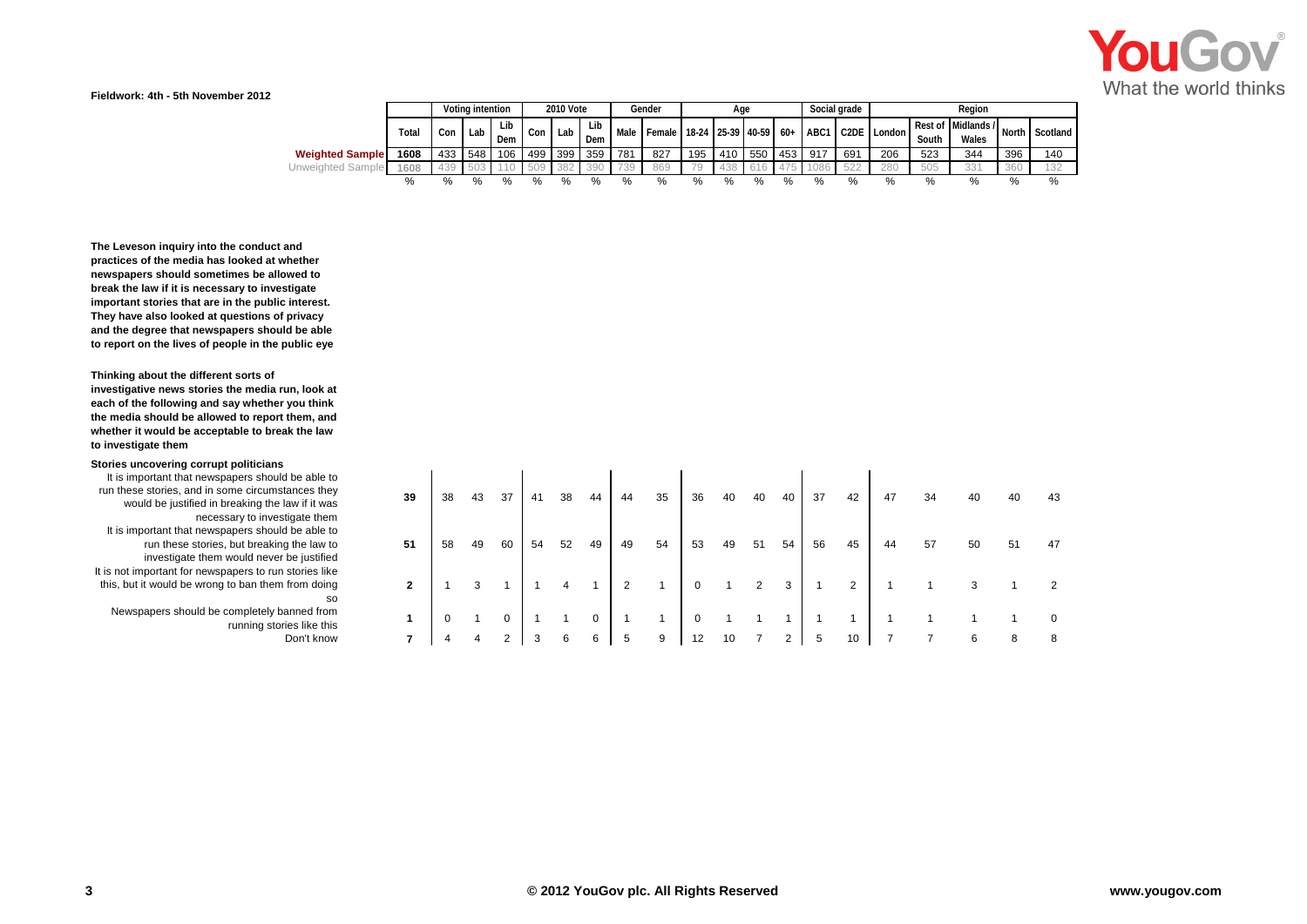Fieldwork: 4th - 5th November 2012

| | Total | Voting intention | | | 2010 Vote | | | Gender | | Age | | | | Social grade | | Region | | | | |
|---|---|---|---|---|---|---|---|---|---|---|---|---|---|---|---|---|---|---|---|---|
| | | Con | Lab | Lib Dem | Con | Lab | Lib Dem | Male | Female | 18-24 | 25-39 | 40-59 | 60+ | ABC1 | C2DE | London | Rest of South | Midlands / Wales | North | Scotland |
| **Weighted Sample** | 1608 | 433 | 548 | 106 | 499 | 399 | 359 | 781 | 827 | 195 | 410 | 550 | 453 | 917 | 691 | 206 | 523 | 344 | 396 | 140 |
| Unweighted Sample | 1608 | 439 | 503 | 110 | 509 | 382 | 390 | 739 | 869 | 79 | 438 | 616 | 475 | 1086 | 522 | 280 | 505 | 331 | 360 | 132 |
| | % | % | % | % | % | % | % | % | % | % | % | % | % | % | % | % | % | % | % | % |

**The Leveson inquiry into the conduct and practices of the media has looked at whether newspapers should sometimes be allowed to break the law if it is necessary to investigate important stories that are in the public interest. They have also looked at questions of privacy and the degree that newspapers should be able to report on the lives of people in the public eye**

**Thinking about the different sorts of investigative news stories the media run, look at each of the following and say whether you think the media should be allowed to report them, and whether it would be acceptable to break the law to investigate them**

**Stories uncovering corrupt politicians**

| | Total | Con | Lab | Lib Dem | Con | Lab | Lib Dem | Male | Female | 18-24 | 25-39 | 40-59 | 60+ | ABC1 | C2DE | London | Rest of South | Midlands / Wales | North | Scotland |
|---|---|---|---|---|---|---|---|---|---|---|---|---|---|---|---|---|---|---|---|---|
| It is important that newspapers should be able to run these stories, and in some circumstances they would be justified in breaking the law if it was necessary to investigate them | **39** | 38 | 43 | 37 | 41 | 38 | 44 | 44 | 35 | 36 | 40 | 40 | 40 | 37 | 42 | 47 | 34 | 40 | 40 | 43 |
| It is important that newspapers should be able to run these stories, but breaking the law to investigate them would never be justified | **51** | 58 | 49 | 60 | 54 | 52 | 49 | 49 | 54 | 53 | 49 | 51 | 54 | 56 | 45 | 44 | 57 | 50 | 51 | 47 |
| It is not important for newspapers to run stories like this, but it would be wrong to ban them from doing so | **2** | 1 | 3 | 1 | 1 | 4 | 1 | 2 | 1 | 0 | 1 | 2 | 3 | 1 | 2 | 1 | 1 | 3 | 1 | 2 |
| Newspapers should be completely banned from running stories like this | **1** | 0 | 1 | 0 | 1 | 1 | 0 | 1 | 1 | 0 | 1 | 1 | 1 | 1 | 1 | 1 | 1 | 1 | 1 | 0 |
| Don't know | **7** | 4 | 4 | 2 | 3 | 6 | 6 | 5 | 9 | 12 | 10 | 7 | 2 | 5 | 10 | 7 | 7 | 6 | 8 | 8 |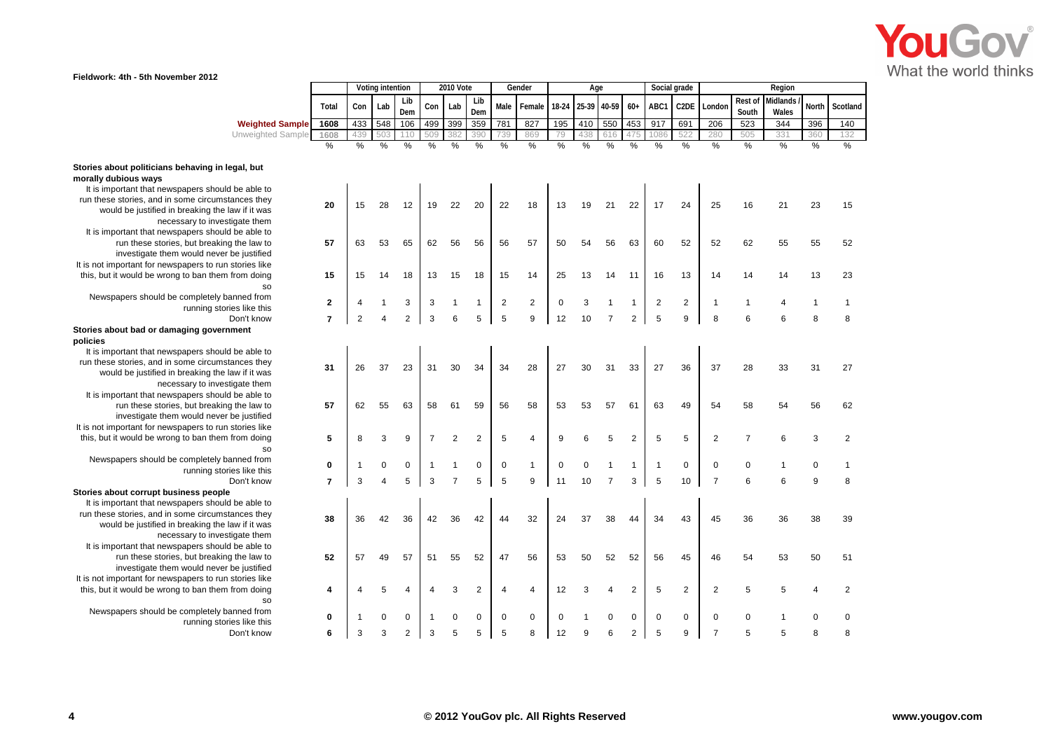Fieldwork: 4th - 5th November 2012

| | Total | Voting intention | | | 2010 Vote | | | Gender | | Age | | | | Social grade | | Region | | | | |
|---|---|---|---|---|---|---|---|---|---|---|---|---|---|---|---|---|---|---|---|---|
| | | Con | Lab | Lib Dem | Con | Lab | Lib Dem | Male | Female | 18-24 | 25-39 | 40-59 | 60+ | ABC1 | C2DE | London | Rest of South | Midlands / Wales | North | Scotland |
| **Weighted Sample** | **1608** | 433 | 548 | 106 | 499 | 399 | 359 | 781 | 827 | 195 | 410 | 550 | 453 | 917 | 691 | 206 | 523 | 344 | 396 | 140 |
| Unweighted Sample | 1608 | 439 | 503 | 110 | 509 | 382 | 390 | 739 | 869 | 79 | 438 | 616 | 475 | 1086 | 522 | 280 | 505 | 331 | 360 | 132 |
| | % | % | % | % | % | % | % | % | % | % | % | % | % | % | % | % | % | % | % | % |
| **Stories about politicians behaving in legal, but morally dubious ways** | | | | | | | | | | | | | | | | | | | | |
| It is important that newspapers should be able to run these stories, and in some circumstances they would be justified in breaking the law if it was necessary to investigate them | **20** | 15 | 28 | 12 | 19 | 22 | 20 | 22 | 18 | 13 | 19 | 21 | 22 | 17 | 24 | 25 | 16 | 21 | 23 | 15 |
| It is important that newspapers should be able to run these stories, but breaking the law to investigate them would never be justified | **57** | 63 | 53 | 65 | 62 | 56 | 56 | 56 | 57 | 50 | 54 | 56 | 63 | 60 | 52 | 52 | 62 | 55 | 55 | 52 |
| It is not important for newspapers to run stories like this, but it would be wrong to ban them from doing so | **15** | 15 | 14 | 18 | 13 | 15 | 18 | 15 | 14 | 25 | 13 | 14 | 11 | 16 | 13 | 14 | 14 | 14 | 13 | 23 |
| Newspapers should be completely banned from running stories like this | **2** | 4 | 1 | 3 | 3 | 1 | 1 | 2 | 2 | 0 | 3 | 1 | 1 | 2 | 2 | 1 | 1 | 4 | 1 | 1 |
| Don't know | **7** | 2 | 4 | 2 | 3 | 6 | 5 | 5 | 9 | 12 | 10 | 7 | 2 | 5 | 9 | 8 | 6 | 6 | 8 | 8 |
| **Stories about bad or damaging government policies** | | | | | | | | | | | | | | | | | | | | |
| It is important that newspapers should be able to run these stories, and in some circumstances they would be justified in breaking the law if it was necessary to investigate them | **31** | 26 | 37 | 23 | 31 | 30 | 34 | 34 | 28 | 27 | 30 | 31 | 33 | 27 | 36 | 37 | 28 | 33 | 31 | 27 |
| It is important that newspapers should be able to run these stories, but breaking the law to investigate them would never be justified | **57** | 62 | 55 | 63 | 58 | 61 | 59 | 56 | 58 | 53 | 53 | 57 | 61 | 63 | 49 | 54 | 58 | 54 | 56 | 62 |
| It is not important for newspapers to run stories like this, but it would be wrong to ban them from doing so | **5** | 8 | 3 | 9 | 7 | 2 | 2 | 5 | 4 | 9 | 6 | 5 | 2 | 5 | 5 | 2 | 7 | 6 | 3 | 2 |
| Newspapers should be completely banned from running stories like this | **0** | 1 | 0 | 0 | 1 | 1 | 0 | 0 | 1 | 0 | 0 | 1 | 1 | 1 | 0 | 0 | 0 | 1 | 0 | 1 |
| Don't know | **7** | 3 | 4 | 5 | 3 | 7 | 5 | 5 | 9 | 11 | 10 | 7 | 3 | 5 | 10 | 7 | 6 | 6 | 9 | 8 |
| **Stories about corrupt business people** | | | | | | | | | | | | | | | | | | | | |
| It is important that newspapers should be able to run these stories, and in some circumstances they would be justified in breaking the law if it was necessary to investigate them | **38** | 36 | 42 | 36 | 42 | 36 | 42 | 44 | 32 | 24 | 37 | 38 | 44 | 34 | 43 | 45 | 36 | 36 | 38 | 39 |
| It is important that newspapers should be able to run these stories, but breaking the law to investigate them would never be justified | **52** | 57 | 49 | 57 | 51 | 55 | 52 | 47 | 56 | 53 | 50 | 52 | 52 | 56 | 45 | 46 | 54 | 53 | 50 | 51 |
| It is not important for newspapers to run stories like this, but it would be wrong to ban them from doing so | **4** | 4 | 5 | 4 | 4 | 3 | 2 | 4 | 4 | 12 | 3 | 4 | 2 | 5 | 2 | 2 | 5 | 5 | 4 | 2 |
| Newspapers should be completely banned from running stories like this | **0** | 1 | 0 | 0 | 1 | 0 | 0 | 0 | 0 | 0 | 1 | 0 | 0 | 0 | 0 | 0 | 0 | 1 | 0 | 0 |
| Don't know | **6** | 3 | 3 | 2 | 3 | 5 | 5 | 5 | 8 | 12 | 9 | 6 | 2 | 5 | 9 | 7 | 5 | 5 | 8 | 8 |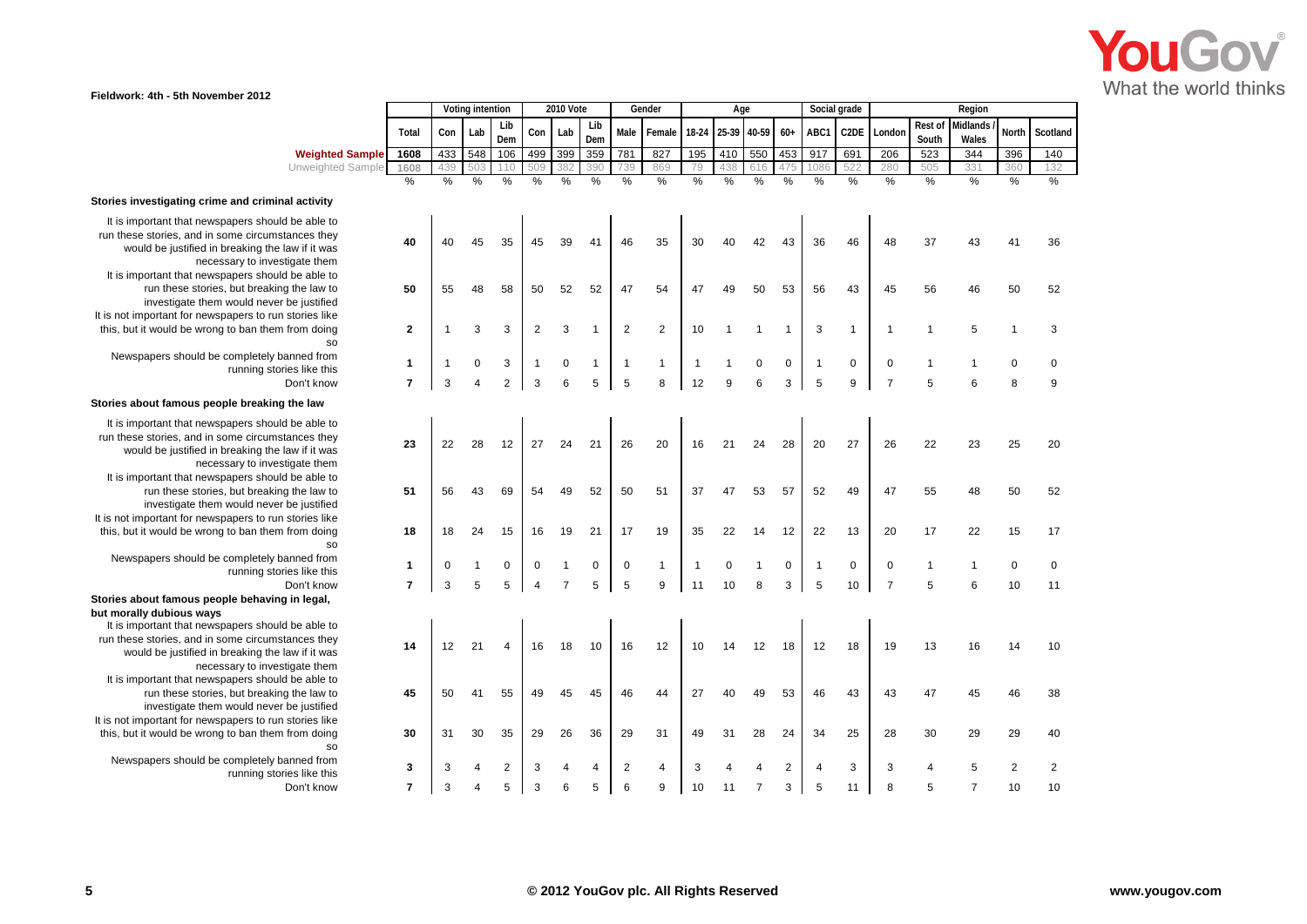Fieldwork: 4th - 5th November 2012

| | Total | Voting intention | | | 2010 Vote | | | Gender | | Age | | | | Social grade | | Region | | | | |
|---|---|---|---|---|---|---|---|---|---|---|---|---|---|---|---|---|---|---|---|---|
| | | Con | Lab | Lib Dem | Con | Lab | Lib Dem | Male | Female | 18-24 | 25-39 | 40-59 | 60+ | ABC1 | C2DE | London | Rest of South | Midlands / Wales | North | Scotland |
| **Weighted Sample** | 1608 | 433 | 548 | 106 | 499 | 399 | 359 | 781 | 827 | 195 | 410 | 550 | 453 | 917 | 691 | 206 | 523 | 344 | 396 | 140 |
| Unweighted Sample | 1608 | 439 | 503 | 110 | 509 | 382 | 390 | 739 | 869 | 79 | 438 | 616 | 475 | 1086 | 522 | 280 | 505 | 331 | 360 | 132 |
| | % | % | % | % | % | % | % | % | % | % | % | % | % | % | % | % | % | % | % | % |
| **Stories investigating crime and criminal activity** | | | | | | | | | | | | | | | | | | | | |
| It is important that newspapers should be able to run these stories, and in some circumstances they would be justified in breaking the law if it was necessary to investigate them | 40 | 40 | 45 | 35 | 45 | 39 | 41 | 46 | 35 | 30 | 40 | 42 | 43 | 36 | 46 | 48 | 37 | 43 | 41 | 36 |
| It is important that newspapers should be able to run these stories, but breaking the law to investigate them would never be justified | 50 | 55 | 48 | 58 | 50 | 52 | 52 | 47 | 54 | 47 | 49 | 50 | 53 | 56 | 43 | 45 | 56 | 46 | 50 | 52 |
| It is not important for newspapers to run stories like this, but it would be wrong to ban them from doing so | 2 | 1 | 3 | 3 | 2 | 3 | 1 | 2 | 2 | 10 | 1 | 1 | 1 | 3 | 1 | 1 | 1 | 5 | 1 | 3 |
| Newspapers should be completely banned from running stories like this | 1 | 1 | 0 | 3 | 1 | 0 | 1 | 1 | 1 | 1 | 1 | 0 | 0 | 1 | 0 | 0 | 1 | 1 | 0 | 0 |
| Don't know | 7 | 3 | 4 | 2 | 3 | 6 | 5 | 5 | 8 | 12 | 9 | 6 | 3 | 5 | 9 | 7 | 5 | 6 | 8 | 9 |
| **Stories about famous people breaking the law** | | | | | | | | | | | | | | | | | | | | |
| It is important that newspapers should be able to run these stories, and in some circumstances they would be justified in breaking the law if it was necessary to investigate them | 23 | 22 | 28 | 12 | 27 | 24 | 21 | 26 | 20 | 16 | 21 | 24 | 28 | 20 | 27 | 26 | 22 | 23 | 25 | 20 |
| It is important that newspapers should be able to run these stories, but breaking the law to investigate them would never be justified | 51 | 56 | 43 | 69 | 54 | 49 | 52 | 50 | 51 | 37 | 47 | 53 | 57 | 52 | 49 | 47 | 55 | 48 | 50 | 52 |
| It is not important for newspapers to run stories like this, but it would be wrong to ban them from doing so | 18 | 18 | 24 | 15 | 16 | 19 | 21 | 17 | 19 | 35 | 22 | 14 | 12 | 22 | 13 | 20 | 17 | 22 | 15 | 17 |
| Newspapers should be completely banned from running stories like this | 1 | 0 | 1 | 0 | 0 | 1 | 0 | 0 | 1 | 1 | 0 | 1 | 0 | 1 | 0 | 0 | 1 | 1 | 0 | 0 |
| Don't know | 7 | 3 | 5 | 5 | 4 | 7 | 5 | 5 | 9 | 11 | 10 | 8 | 3 | 5 | 10 | 7 | 5 | 6 | 10 | 11 |
| **Stories about famous people behaving in legal, but morally dubious ways** | | | | | | | | | | | | | | | | | | | | |
| It is important that newspapers should be able to run these stories, and in some circumstances they would be justified in breaking the law if it was necessary to investigate them | 14 | 12 | 21 | 4 | 16 | 18 | 10 | 16 | 12 | 10 | 14 | 12 | 18 | 12 | 18 | 19 | 13 | 16 | 14 | 10 |
| It is important that newspapers should be able to run these stories, but breaking the law to investigate them would never be justified | 45 | 50 | 41 | 55 | 49 | 45 | 45 | 46 | 44 | 27 | 40 | 49 | 53 | 46 | 43 | 43 | 47 | 45 | 46 | 38 |
| It is not important for newspapers to run stories like this, but it would be wrong to ban them from doing so | 30 | 31 | 30 | 35 | 29 | 26 | 36 | 29 | 31 | 49 | 31 | 28 | 24 | 34 | 25 | 28 | 30 | 29 | 29 | 40 |
| Newspapers should be completely banned from running stories like this | 3 | 3 | 4 | 2 | 3 | 4 | 4 | 2 | 4 | 3 | 4 | 4 | 2 | 4 | 3 | 3 | 4 | 5 | 2 | 2 |
| Don't know | 7 | 3 | 4 | 5 | 3 | 6 | 5 | 6 | 9 | 10 | 11 | 7 | 3 | 5 | 11 | 8 | 5 | 7 | 10 | 10 |